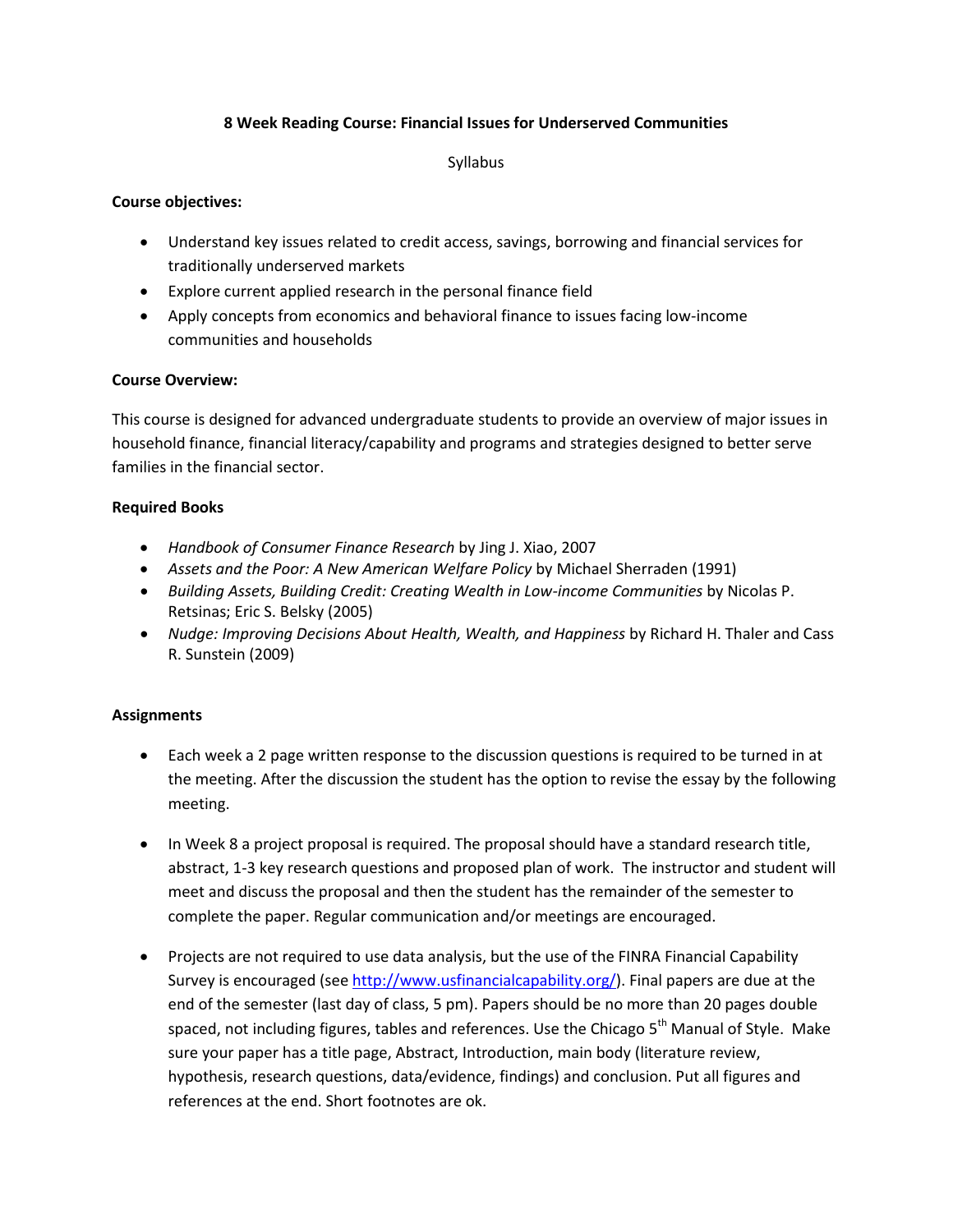# 8 Week Reading Course: Financial Issues for Underserved Communities

Syllabus

**Course objectives:**

- Understand key issues related to credit access, savings, borrowing and financial services for traditionally underserved markets
- Explore current applied research in the personal finance field
- Apply concepts from economics and behavioral finance to issues facing low-income communities and households

**Course Overview:**

This course is designed for advanced undergraduate students to provide an overview of major issues in household finance, financial literacy/capability and programs and strategies designed to better serve families in the financial sector.

**Required Books**

- *Handbook of Consumer Finance Research* by Jing J. Xiao, 2007
- *Assets and the Poor: A New American Welfare Policy* by Michael Sherraden (1991)
- *Building Assets, Building Credit: Creating Wealth in Low-income Communities* by Nicolas P. Retsinas; Eric S. Belsky (2005)
- *Nudge: Improving Decisions About Health, Wealth, and Happiness* by Richard H. Thaler and Cass R. Sunstein (2009)

**Assignments**

- Each week a 2 page written response to the discussion questions is required to be turned in at the meeting. After the discussion the student has the option to revise the essay by the following meeting.

- In Week 8 a project proposal is required. The proposal should have a standard research title, abstract, 1-3 key research questions and proposed plan of work. The instructor and student will meet and discuss the proposal and then the student has the remainder of the semester to complete the paper. Regular communication and/or meetings are encouraged.

- Projects are not required to use data analysis, but the use of the FINRA Financial Capability Survey is encouraged (see [http://www.usfinancialcapability.org/](http://www.usfinancialcapability.org/)). Final papers are due at the end of the semester (last day of class, 5 pm). Papers should be no more than 20 pages double spaced, not including figures, tables and references. Use the Chicago 5th Manual of Style. Make sure your paper has a title page, Abstract, Introduction, main body (literature review, hypothesis, research questions, data/evidence, findings) and conclusion. Put all figures and references at the end. Short footnotes are ok.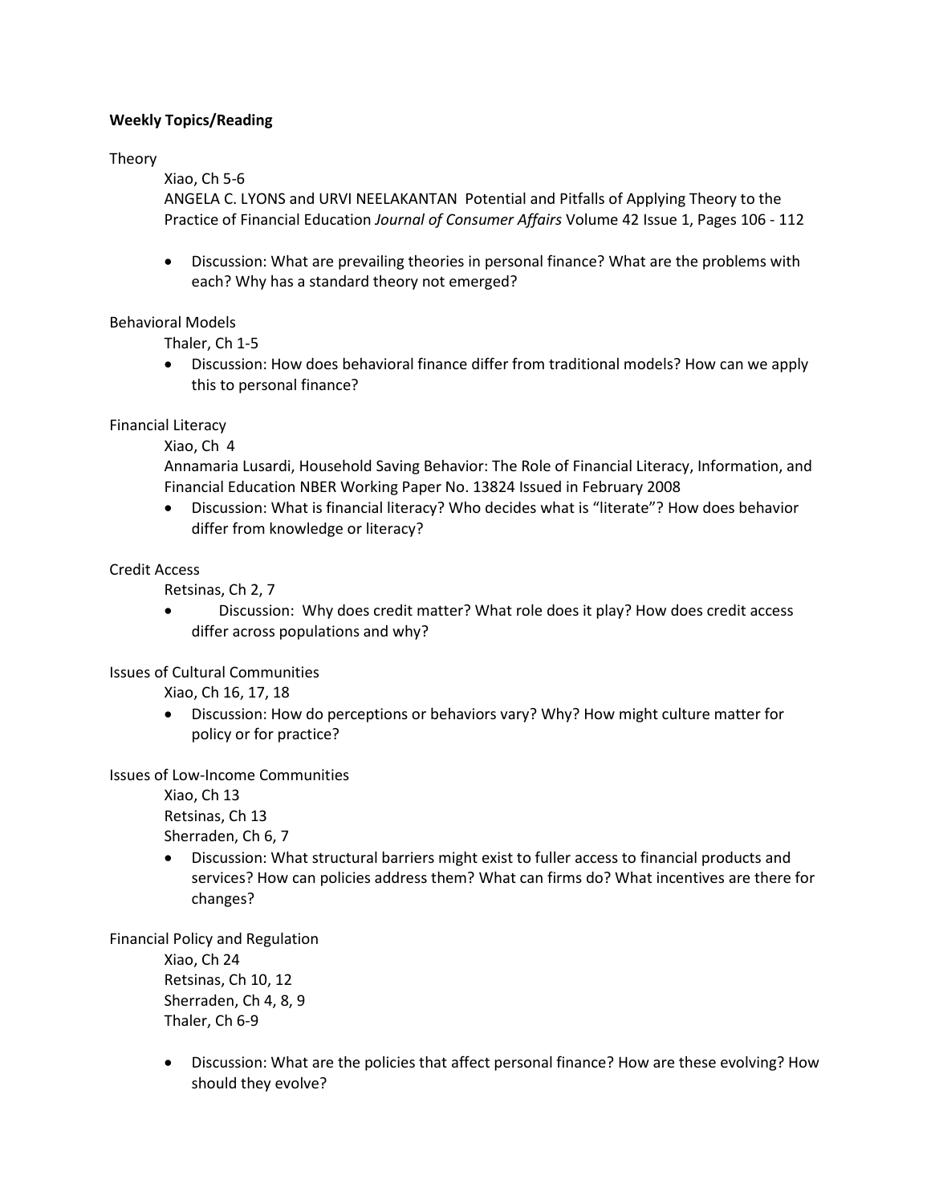**Weekly Topics/Reading**

Theory

Xiao, Ch 5-6

ANGELA C. LYONS and URVI NEELAKANTAN Potential and Pitfalls of Applying Theory to the Practice of Financial Education *Journal of Consumer Affairs* Volume 42 Issue 1, Pages 106 - 112

- Discussion: What are prevailing theories in personal finance? What are the problems with each? Why has a standard theory not emerged?

Behavioral Models

Thaler, Ch 1-5

- Discussion: How does behavioral finance differ from traditional models? How can we apply this to personal finance?

Financial Literacy

Xiao, Ch 4

Annamaria Lusardi, Household Saving Behavior: The Role of Financial Literacy, Information, and Financial Education NBER Working Paper No. 13824 Issued in February 2008

- Discussion: What is financial literacy? Who decides what is "literate"? How does behavior differ from knowledge or literacy?

Credit Access

Retsinas, Ch 2, 7

- Discussion: Why does credit matter? What role does it play? How does credit access differ across populations and why?

Issues of Cultural Communities

Xiao, Ch 16, 17, 18

- Discussion: How do perceptions or behaviors vary? Why? How might culture matter for policy or for practice?

Issues of Low-Income Communities

Xiao, Ch 13

Retsinas, Ch 13

Sherraden, Ch 6, 7

- Discussion: What structural barriers might exist to fuller access to financial products and services? How can policies address them? What can firms do? What incentives are there for changes?

Financial Policy and Regulation

Xiao, Ch 24

Retsinas, Ch 10, 12

Sherraden, Ch 4, 8, 9

Thaler, Ch 6-9

- Discussion: What are the policies that affect personal finance? How are these evolving? How should they evolve?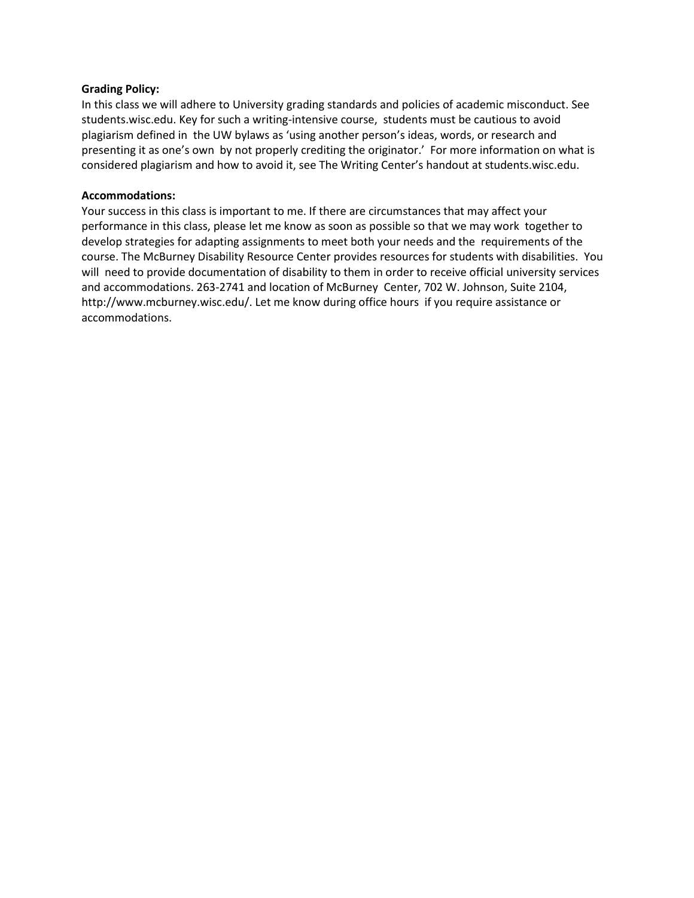**Grading Policy:**

In this class we will adhere to University grading standards and policies of academic misconduct. See students.wisc.edu. Key for such a writing-intensive course, students must be cautious to avoid plagiarism defined in the UW bylaws as 'using another person's ideas, words, or research and presenting it as one's own by not properly crediting the originator.' For more information on what is considered plagiarism and how to avoid it, see The Writing Center's handout at students.wisc.edu.

**Accommodations:**

Your success in this class is important to me. If there are circumstances that may affect your performance in this class, please let me know as soon as possible so that we may work together to develop strategies for adapting assignments to meet both your needs and the requirements of the course. The McBurney Disability Resource Center provides resources for students with disabilities. You will need to provide documentation of disability to them in order to receive official university services and accommodations. 263-2741 and location of McBurney Center, 702 W. Johnson, Suite 2104, http://www.mcburney.wisc.edu/. Let me know during office hours if you require assistance or accommodations.